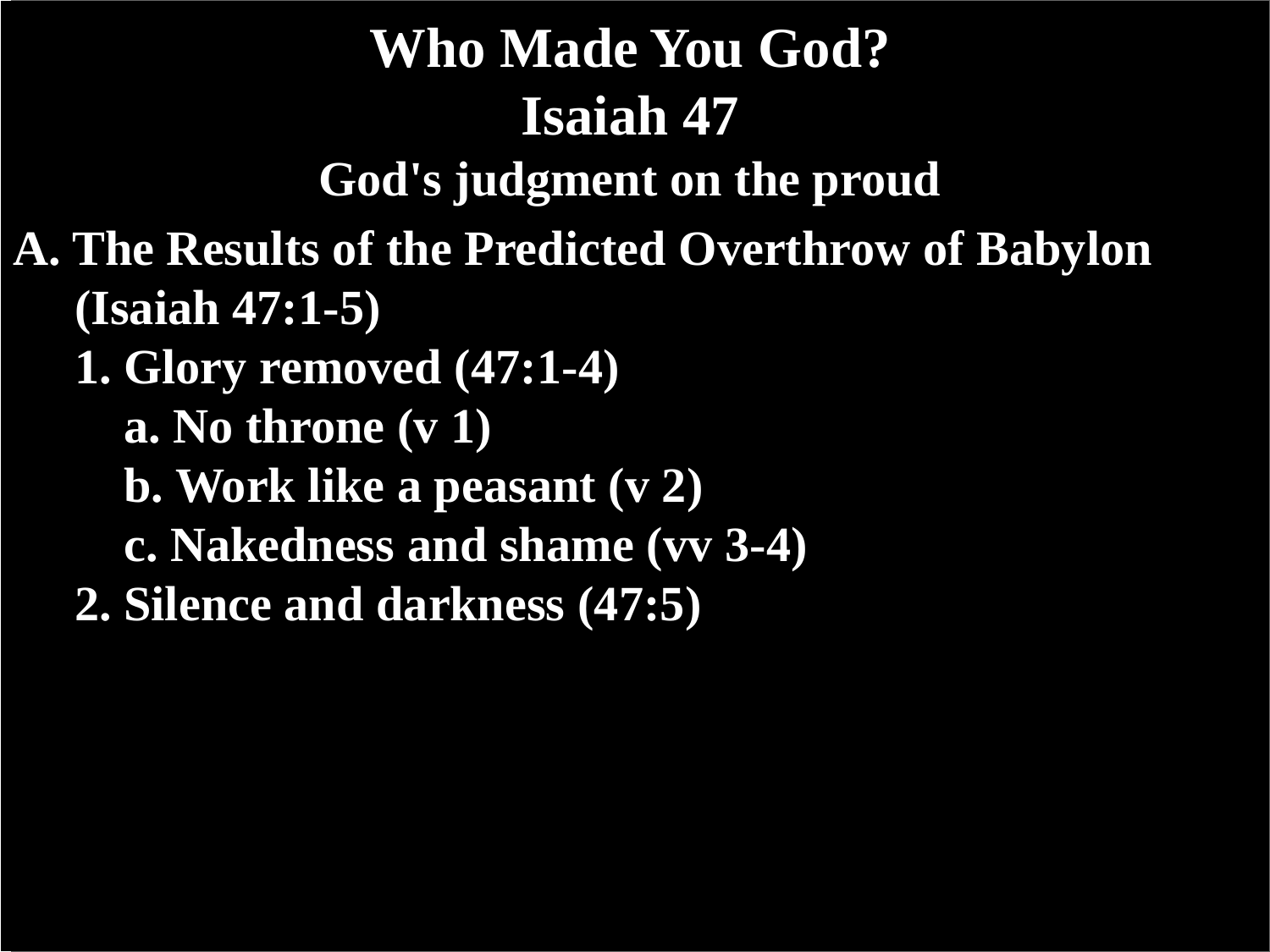# Who Made You God?

## Isaiah 47

### God's judgment on the proud

A. The Results of the Predicted Overthrow of Babylon (Isaiah 47:1-5)

1. Glory removed (47:1-4)
    a. No throne (v 1)
    b. Work like a peasant (v 2)
    c. Nakedness and shame (vv 3-4)
2. Silence and darkness (47:5)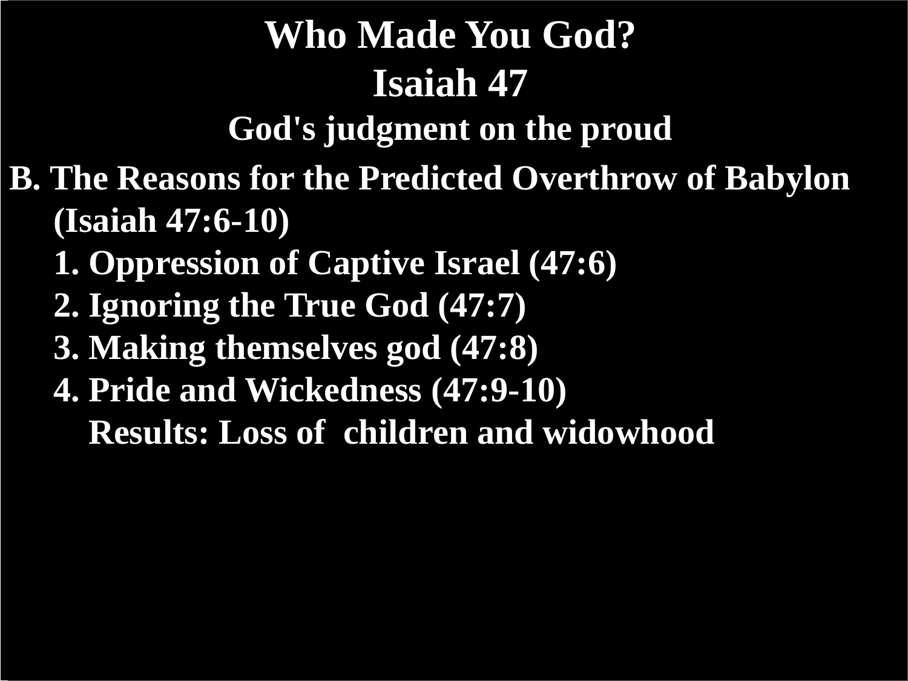# Who Made You God?
# Isaiah 47
### God's judgment on the proud

**B. The Reasons for the Predicted Overthrow of Babylon (Isaiah 47:6-10)**

1. **Oppression of Captive Israel (47:6)**
2. **Ignoring the True God (47:7)**
3. **Making themselves god (47:8)**
4. **Pride and Wickedness (47:9-10)**
   **Results: Loss of children and widowhood**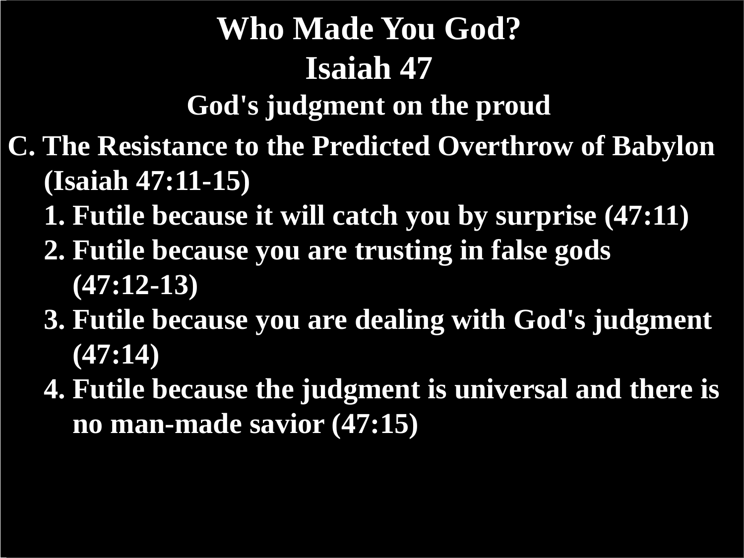# Who Made You God?

## Isaiah 47

### God's judgment on the proud

C. The Resistance to the Predicted Overthrow of Babylon (Isaiah 47:11-15)

1. Futile because it will catch you by surprise (47:11)
2. Futile because you are trusting in false gods (47:12-13)
3. Futile because you are dealing with God's judgment (47:14)
4. Futile because the judgment is universal and there is no man-made savior (47:15)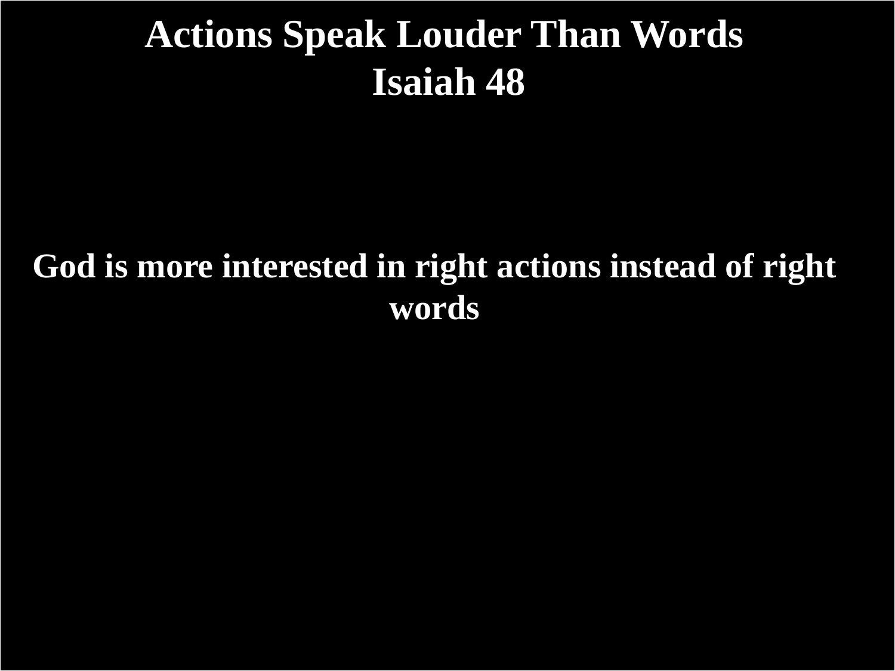# Actions Speak Louder Than Words
# Isaiah 48

**God is more interested in right actions instead of right words**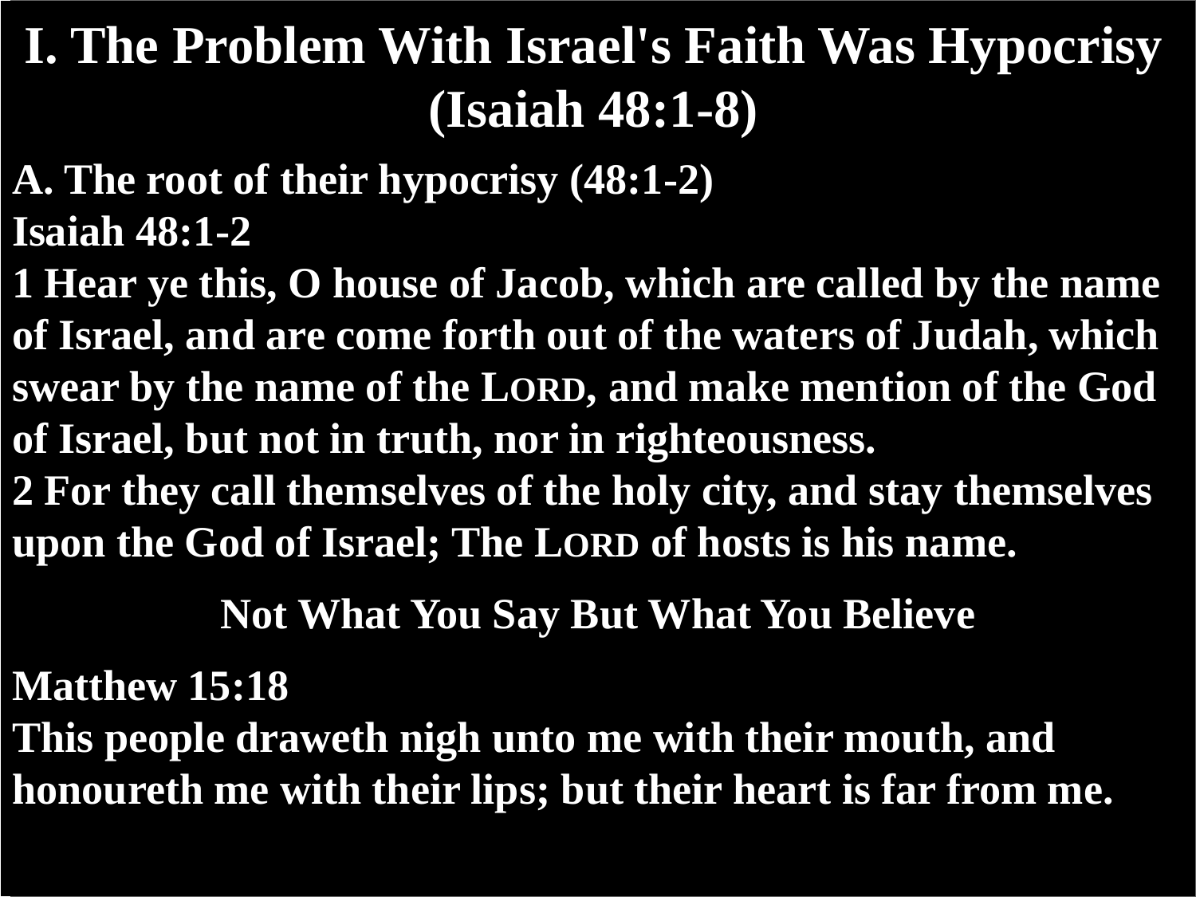# I. The Problem With Israel's Faith Was Hypocrisy (Isaiah 48:1-8)

**A. The root of their hypocrisy (48:1-2)**

**Isaiah 48:1-2**

**1 Hear ye this, O house of Jacob, which are called by the name of Israel, and are come forth out of the waters of Judah, which swear by the name of the LORD, and make mention of the God of Israel, but not in truth, nor in righteousness.**

**2 For they call themselves of the holy city, and stay themselves upon the God of Israel; The LORD of hosts is his name.**

**Not What You Say But What You Believe**

**Matthew 15:18**

**This people draweth nigh unto me with their mouth, and honoureth me with their lips; but their heart is far from me.**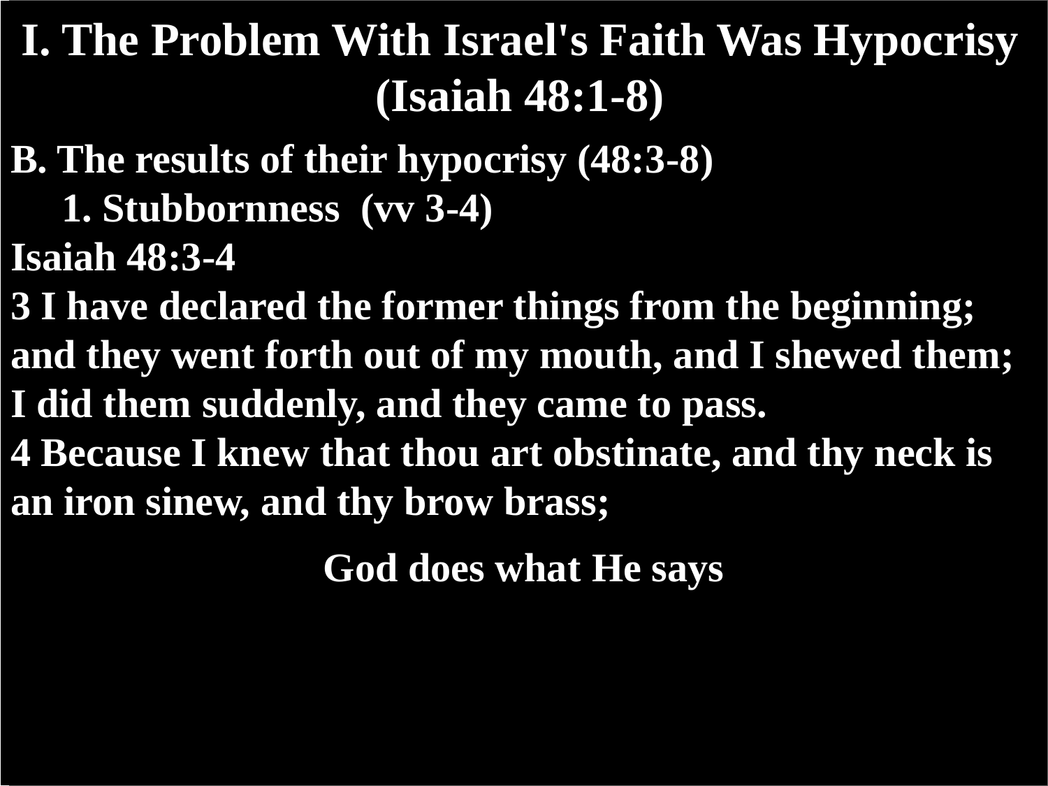# I. The Problem With Israel's Faith Was Hypocrisy (Isaiah 48:1-8)

**B. The results of their hypocrisy (48:3-8)**

**1. Stubbornness (vv 3-4)**

**Isaiah 48:3-4**

**3 I have declared the former things from the beginning; and they went forth out of my mouth, and I shewed them; I did them suddenly, and they came to pass.**

**4 Because I knew that thou art obstinate, and thy neck is an iron sinew, and thy brow brass;**

**God does what He says**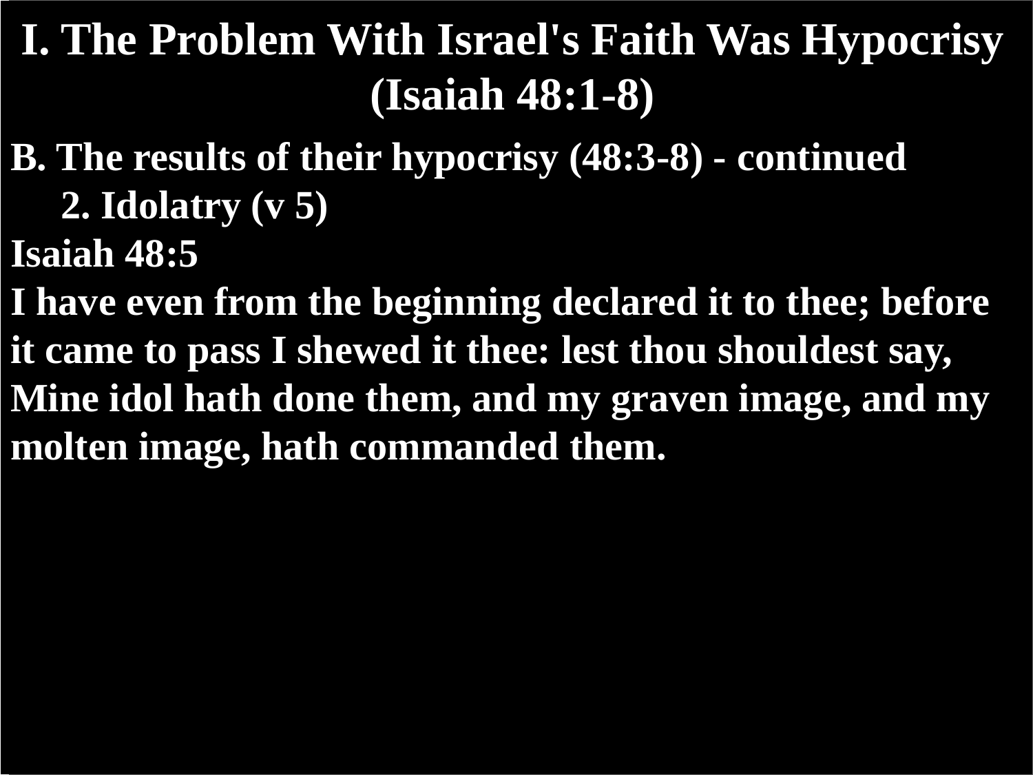# I. The Problem With Israel's Faith Was Hypocrisy (Isaiah 48:1-8)

**B. The results of their hypocrisy (48:3-8) - continued**

**2. Idolatry (v 5)**

**Isaiah 48:5**

**I have even from the beginning declared it to thee; before it came to pass I shewed it thee: lest thou shouldest say, Mine idol hath done them, and my graven image, and my molten image, hath commanded them.**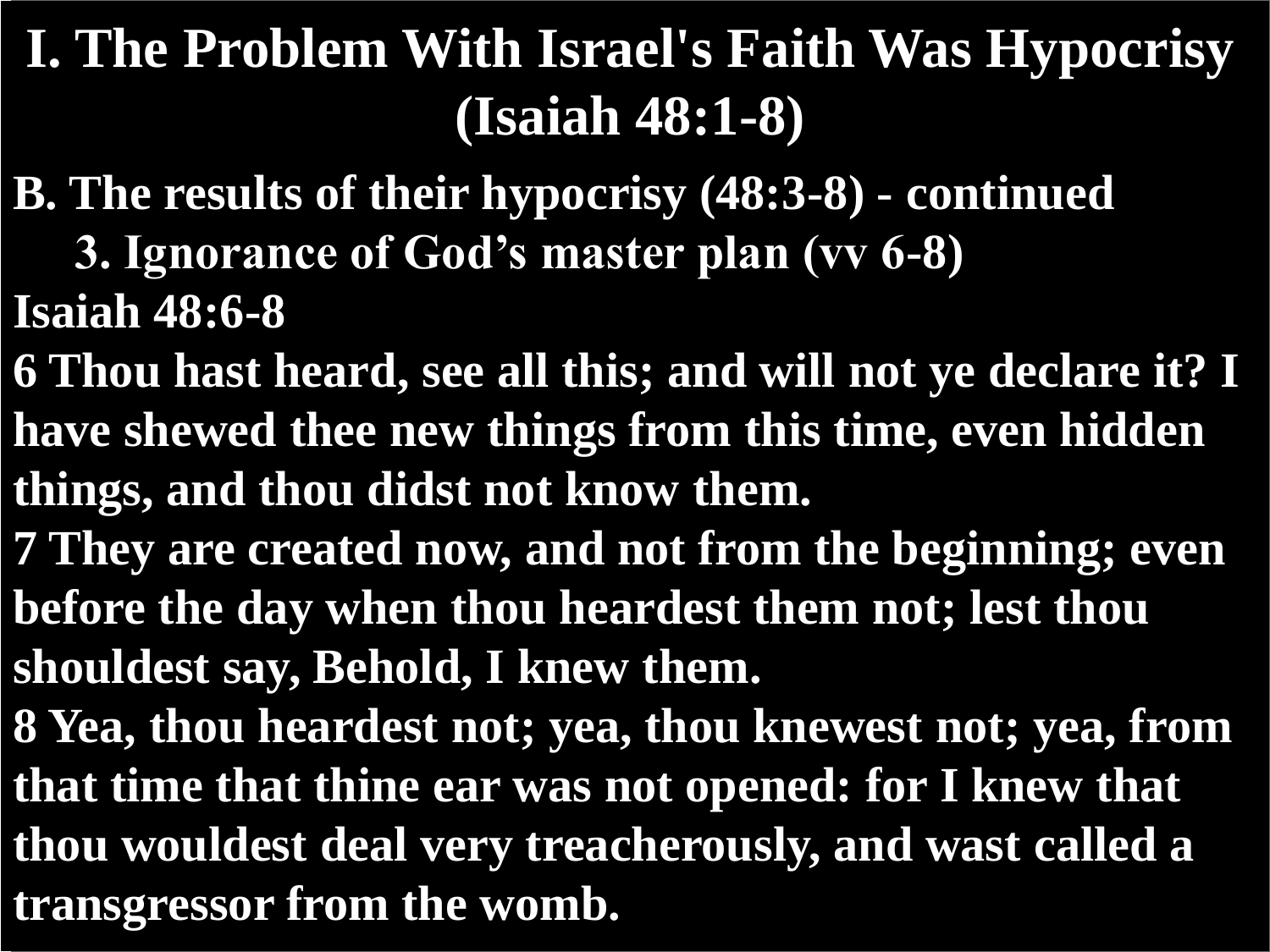# I. The Problem With Israel's Faith Was Hypocrisy (Isaiah 48:1-8)

**B. The results of their hypocrisy (48:3-8) - continued**

**3. Ignorance of God’s master plan (vv 6-8)**

**Isaiah 48:6-8**

**6 Thou hast heard, see all this; and will not ye declare it? I have shewed thee new things from this time, even hidden things, and thou didst not know them.**

**7 They are created now, and not from the beginning; even before the day when thou heardest them not; lest thou shouldest say, Behold, I knew them.**

**8 Yea, thou heardest not; yea, thou knewest not; yea, from that time that thine ear was not opened: for I knew that thou wouldest deal very treacherously, and wast called a transgressor from the womb.**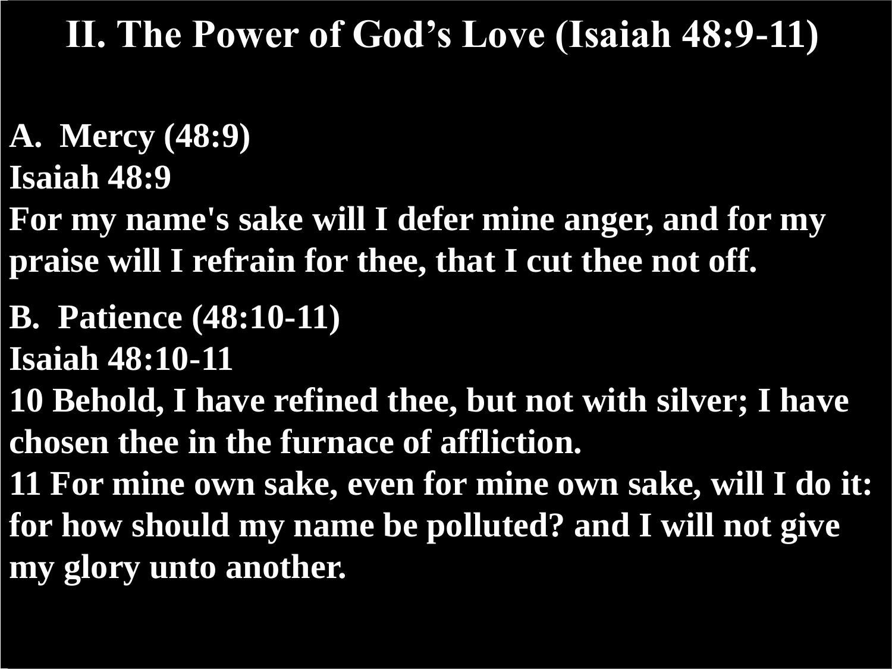# II. The Power of God's Love (Isaiah 48:9-11)

**A. Mercy (48:9)**

**Isaiah 48:9**

**For my name's sake will I defer mine anger, and for my praise will I refrain for thee, that I cut thee not off.**

**B. Patience (48:10-11)**

**Isaiah 48:10-11**

**10 Behold, I have refined thee, but not with silver; I have chosen thee in the furnace of affliction.**

**11 For mine own sake, even for mine own sake, will I do it: for how should my name be polluted? and I will not give my glory unto another.**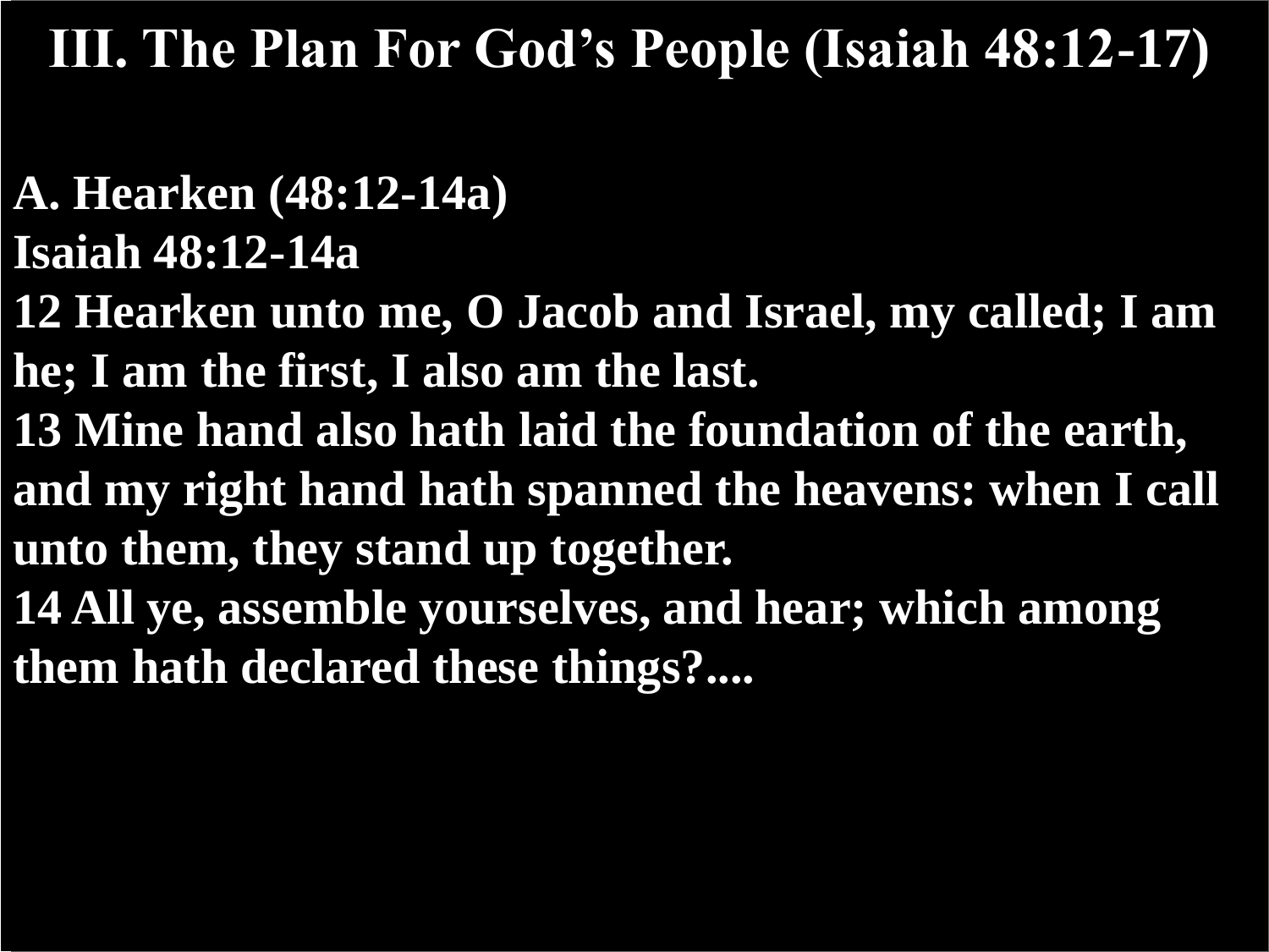# III. The Plan For God’s People (Isaiah 48:12-17)

**A. Hearken (48:12-14a)**

**Isaiah 48:12-14a**

**12 Hearken unto me, O Jacob and Israel, my called; I am he; I am the first, I also am the last.**

**13 Mine hand also hath laid the foundation of the earth, and my right hand hath spanned the heavens: when I call unto them, they stand up together.**

**14 All ye, assemble yourselves, and hear; which among them hath declared these things?....**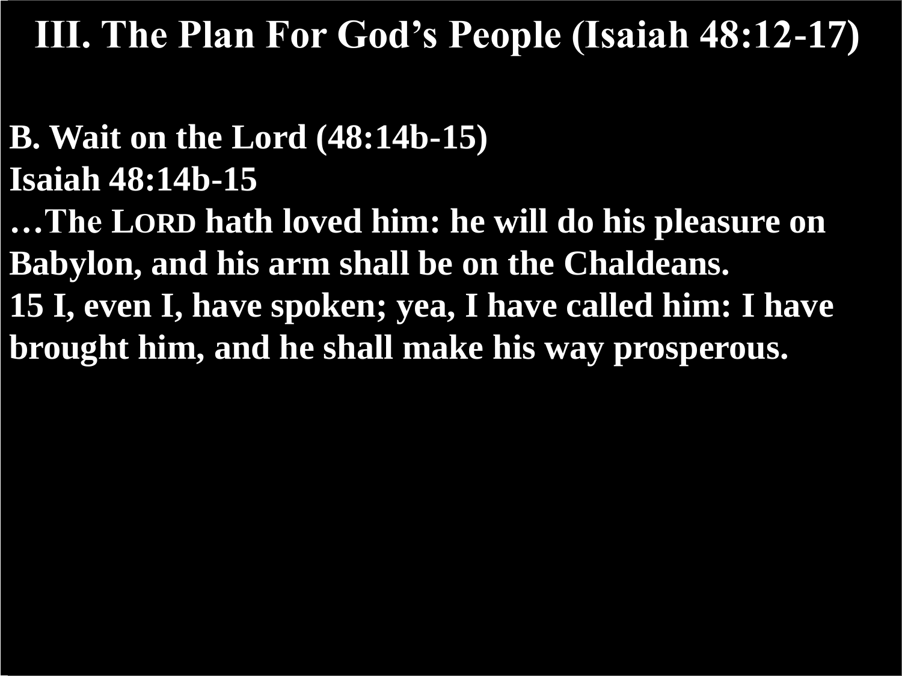# III. The Plan For God's People (Isaiah 48:12-17)

**B. Wait on the Lord (48:14b-15)**

**Isaiah 48:14b-15**

**…The LORD hath loved him: he will do his pleasure on Babylon, and his arm shall be on the Chaldeans.**

**15 I, even I, have spoken; yea, I have called him: I have brought him, and he shall make his way prosperous.**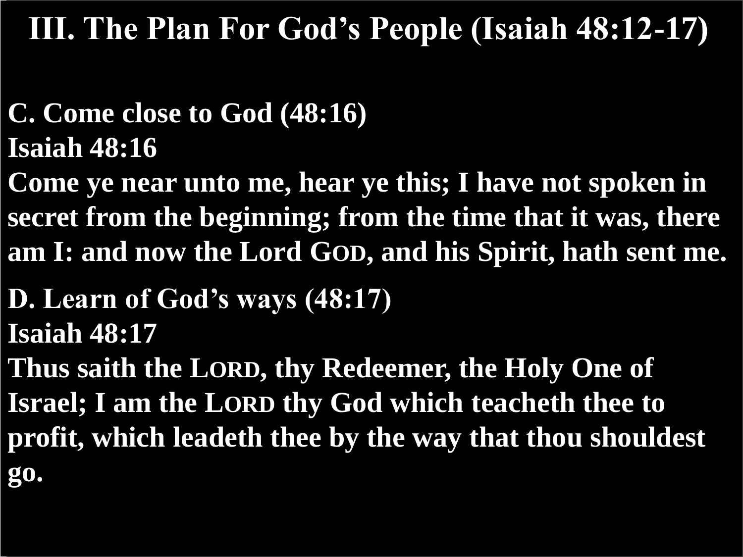# III. The Plan For God's People (Isaiah 48:12-17)

**C. Come close to God (48:16)**
**Isaiah 48:16**
**Come ye near unto me, hear ye this; I have not spoken in secret from the beginning; from the time that it was, there am I: and now the Lord GOD, and his Spirit, hath sent me.**

**D. Learn of God's ways (48:17)**
**Isaiah 48:17**
**Thus saith the LORD, thy Redeemer, the Holy One of Israel; I am the LORD thy God which teacheth thee to profit, which leadeth thee by the way that thou shouldest go.**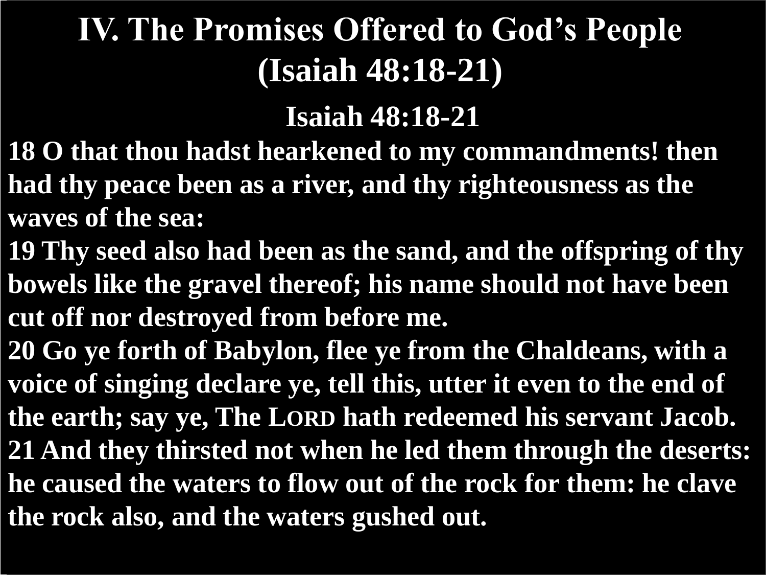# IV. The Promises Offered to God's People (Isaiah 48:18-21)

**Isaiah 48:18-21**

**18 O that thou hadst hearkened to my commandments! then had thy peace been as a river, and thy righteousness as the waves of the sea:**
**19 Thy seed also had been as the sand, and the offspring of thy bowels like the gravel thereof; his name should not have been cut off nor destroyed from before me.**
**20 Go ye forth of Babylon, flee ye from the Chaldeans, with a voice of singing declare ye, tell this, utter it even to the end of the earth; say ye, The LORD hath redeemed his servant Jacob.**
**21 And they thirsted not when he led them through the deserts: he caused the waters to flow out of the rock for them: he clave the rock also, and the waters gushed out.**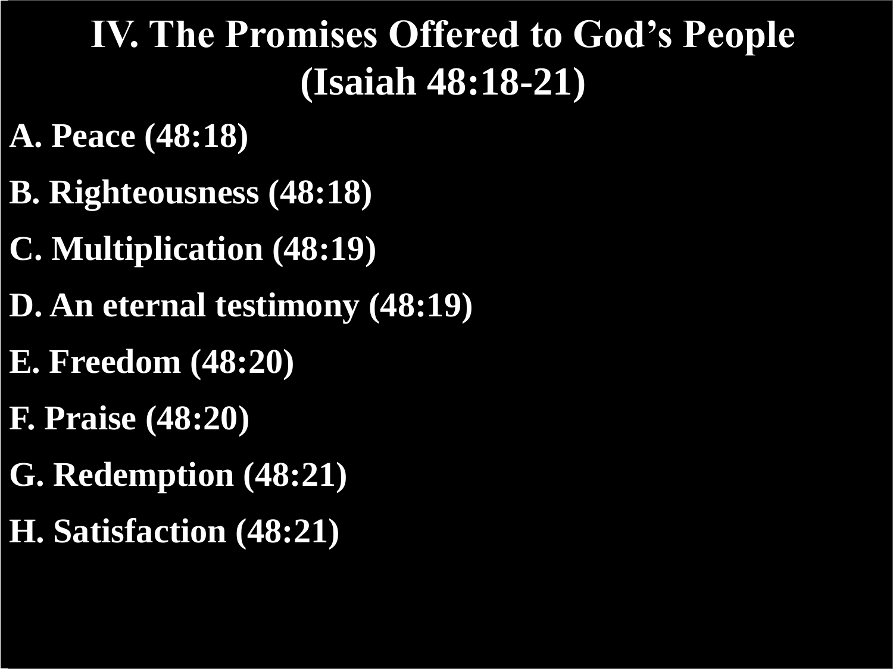# IV. The Promises Offered to God's People (Isaiah 48:18-21)

**A. Peace (48:18)**

**B. Righteousness (48:18)**

**C. Multiplication (48:19)**

**D. An eternal testimony (48:19)**

**E. Freedom (48:20)**

**F. Praise (48:20)**

**G. Redemption (48:21)**

**H. Satisfaction (48:21)**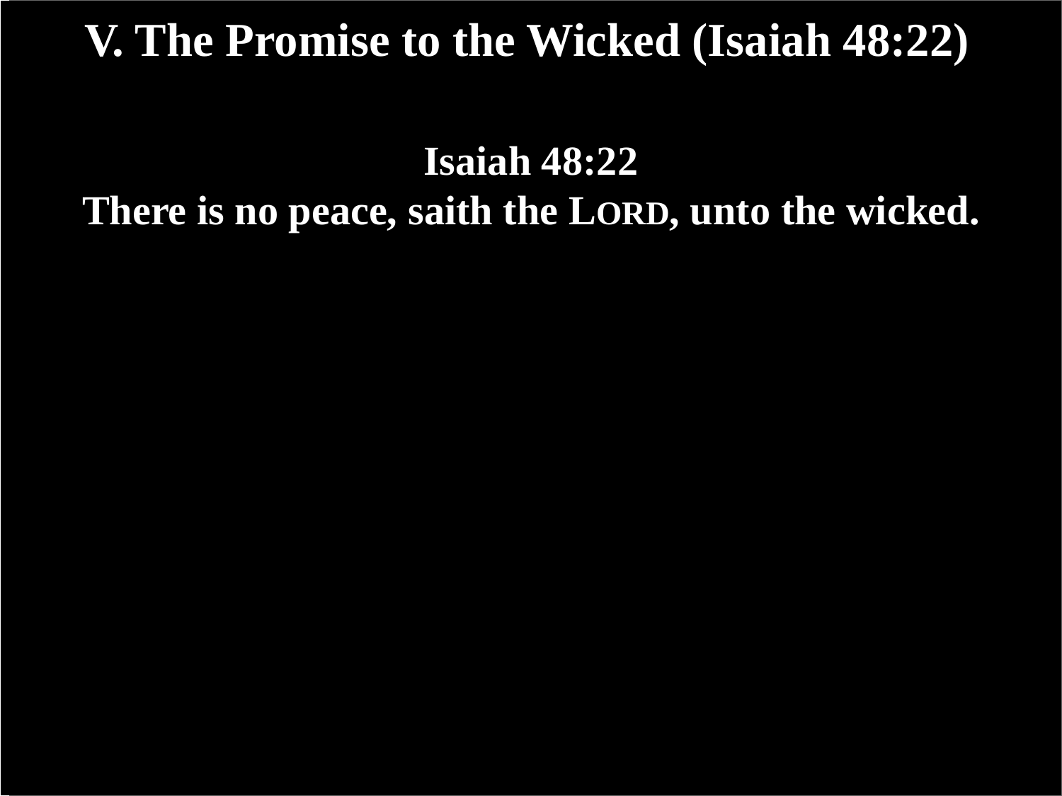# V. The Promise to the Wicked (Isaiah 48:22)

**Isaiah 48:22**

**There is no peace, saith the LORD, unto the wicked.**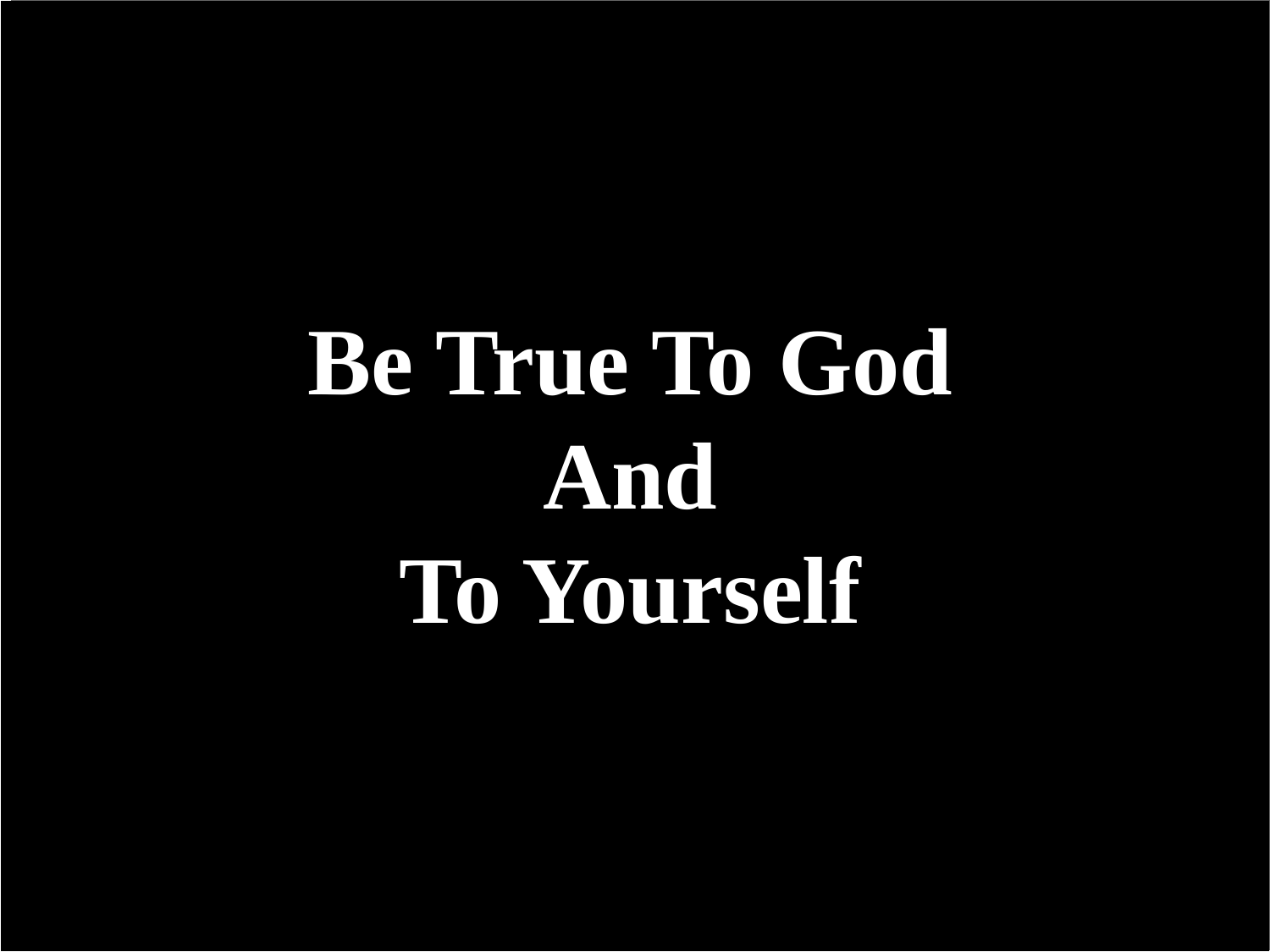# Be True To God
# And
# To Yourself